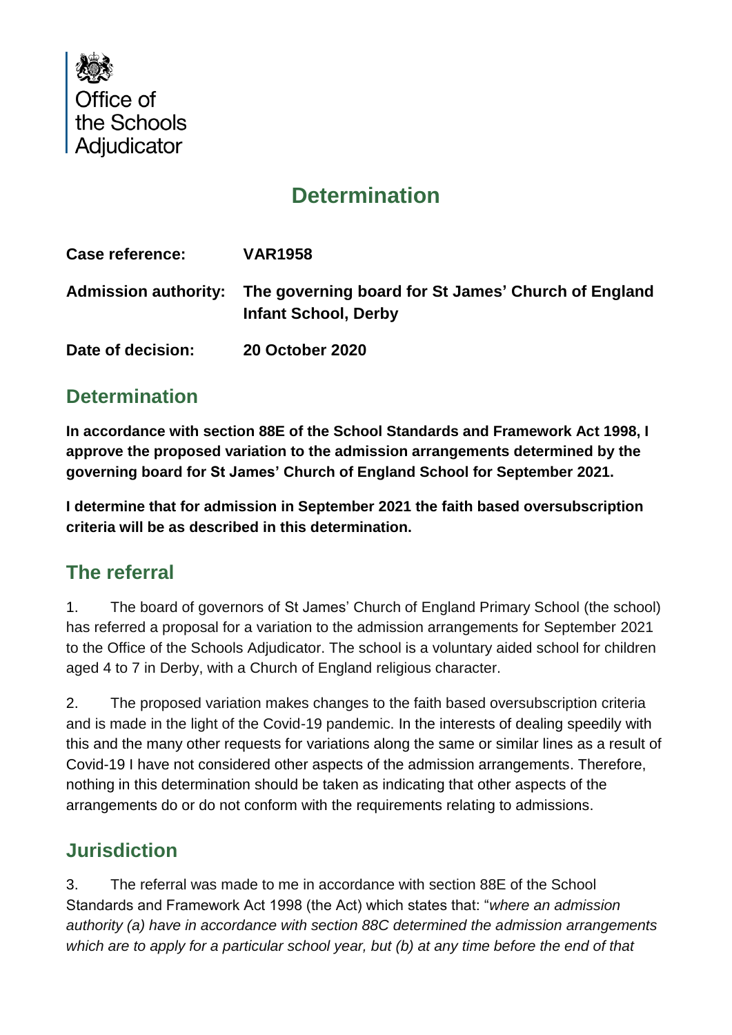Office of the Schools Adjudicator

# Determination

| | |
|---|---|
| **Case reference:** | **VAR1958** |
| **Admission authority:** | **The governing board for St James' Church of England Infant School, Derby** |
| **Date of decision:** | **20 October 2020** |

## Determination

**In accordance with section 88E of the School Standards and Framework Act 1998, I approve the proposed variation to the admission arrangements determined by the governing board for St James' Church of England School for September 2021.**

**I determine that for admission in September 2021 the faith based oversubscription criteria will be as described in this determination.**

## The referral

1. The board of governors of St James' Church of England Primary School (the school) has referred a proposal for a variation to the admission arrangements for September 2021 to the Office of the Schools Adjudicator. The school is a voluntary aided school for children aged 4 to 7 in Derby, with a Church of England religious character.

2. The proposed variation makes changes to the faith based oversubscription criteria and is made in the light of the Covid-19 pandemic. In the interests of dealing speedily with this and the many other requests for variations along the same or similar lines as a result of Covid-19 I have not considered other aspects of the admission arrangements. Therefore, nothing in this determination should be taken as indicating that other aspects of the arrangements do or do not conform with the requirements relating to admissions.

## Jurisdiction

3. The referral was made to me in accordance with section 88E of the School Standards and Framework Act 1998 (the Act) which states that: "*where an admission authority (a) have in accordance with section 88C determined the admission arrangements which are to apply for a particular school year, but (b) at any time before the end of that*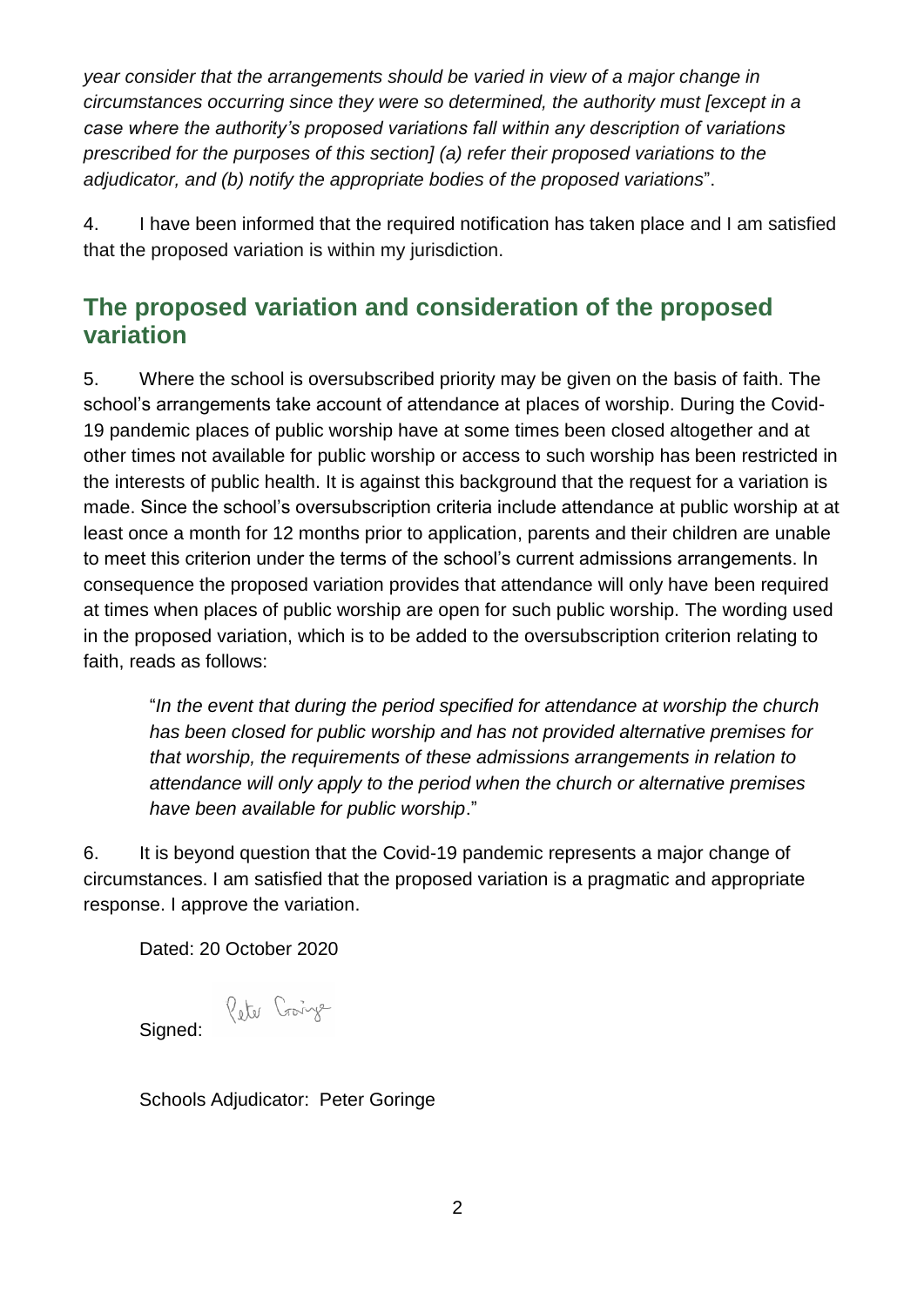*year consider that the arrangements should be varied in view of a major change in circumstances occurring since they were so determined, the authority must [except in a case where the authority's proposed variations fall within any description of variations prescribed for the purposes of this section] (a) refer their proposed variations to the adjudicator, and (b) notify the appropriate bodies of the proposed variations*".

4. I have been informed that the required notification has taken place and I am satisfied that the proposed variation is within my jurisdiction.

## The proposed variation and consideration of the proposed variation

5. Where the school is oversubscribed priority may be given on the basis of faith. The school's arrangements take account of attendance at places of worship. During the Covid-19 pandemic places of public worship have at some times been closed altogether and at other times not available for public worship or access to such worship has been restricted in the interests of public health. It is against this background that the request for a variation is made. Since the school's oversubscription criteria include attendance at public worship at at least once a month for 12 months prior to application, parents and their children are unable to meet this criterion under the terms of the school's current admissions arrangements. In consequence the proposed variation provides that attendance will only have been required at times when places of public worship are open for such public worship. The wording used in the proposed variation, which is to be added to the oversubscription criterion relating to faith, reads as follows:

> "*In the event that during the period specified for attendance at worship the church has been closed for public worship and has not provided alternative premises for that worship, the requirements of these admissions arrangements in relation to attendance will only apply to the period when the church or alternative premises have been available for public worship*."

6. It is beyond question that the Covid-19 pandemic represents a major change of circumstances. I am satisfied that the proposed variation is a pragmatic and appropriate response. I approve the variation.

Dated: 20 October 2020

Signed: Peter Goringe

Schools Adjudicator: Peter Goringe